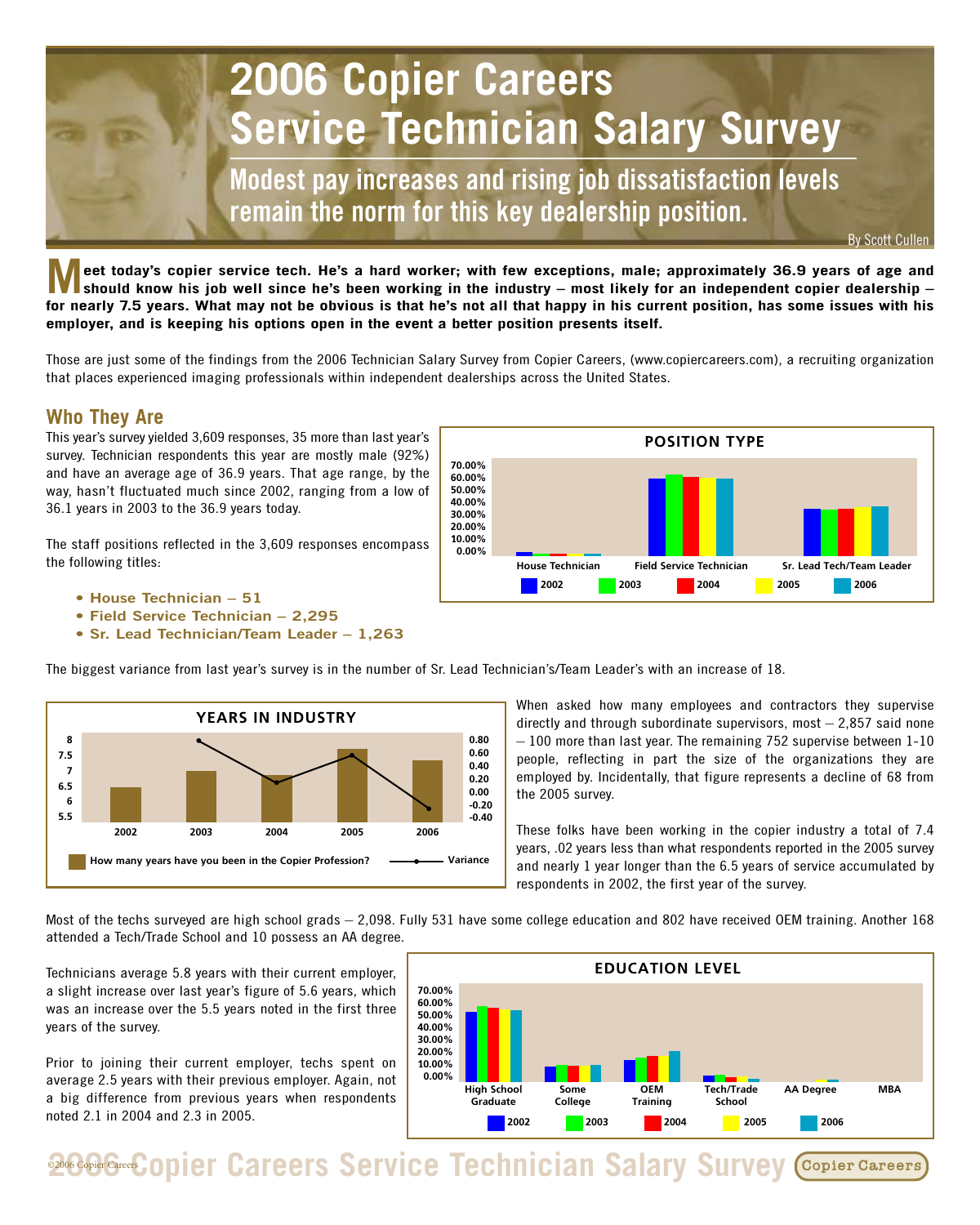# 2006 Copier Careers Service Technician Salary Survey

## Modest pay increases and rising job dissatisfaction levels remain the norm for this key dealership position.

By Scott Cullen

**Meet today's copier service tech. He's a hard worker; with few exceptions, male; approximately 36.9 years of age and should know his job well since he's been working in the industry – most likely for an independent copier dealership – for nearly 7.5 years. What may not be obvious is that he's not all that happy in his current position, has some issues with his employer, and is keeping his options open in the event a better position presents itself.**

Those are just some of the findings from the 2006 Technician Salary Survey from Copier Careers, (www.copiercareers.com), a recruiting organization that places experienced imaging professionals within independent dealerships across the United States.

## Who They Are

This year's survey yielded 3,609 responses, 35 more than last year's survey. Technician respondents this year are mostly male (92%) and have an average age of 36.9 years. That age range, by the way, hasn't fluctuated much since 2002, ranging from a low of 36.1 years in 2003 to the 36.9 years today.

The staff positions reflected in the 3,609 responses encompass the following titles:

- **House Technician – 51**
- **Field Service Technician – 2,295**
- **Sr. Lead Technician/Team Leader – 1,263**

The biggest variance from last year's survey is in the number of Sr. Lead Technician's/Team Leader's with an increase of 18.

When asked how many employees and contractors they supervise directly and through subordinate supervisors, most – 2,857 said none – 100 more than last year. The remaining 752 supervise between 1-10 people, reflecting in part the size of the organizations they are employed by. Incidentally, that figure represents a decline of 68 from the 2005 survey.

These folks have been working in the copier industry a total of 7.4 years, .02 years less than what respondents reported in the 2005 survey and nearly 1 year longer than the 6.5 years of service accumulated by respondents in 2002, the first year of the survey.

Most of the techs surveyed are high school grads – 2,098. Fully 531 have some college education and 802 have received OEM training. Another 168 attended a Tech/Trade School and 10 possess an AA degree.

Technicians average 5.8 years with their current employer, a slight increase over last year's figure of 5.6 years, which was an increase over the 5.5 years noted in the first three years of the survey.

Prior to joining their current employer, techs spent on average 2.5 years with their previous employer. Again, not a big difference from previous years when respondents noted 2.1 in 2004 and 2.3 in 2005.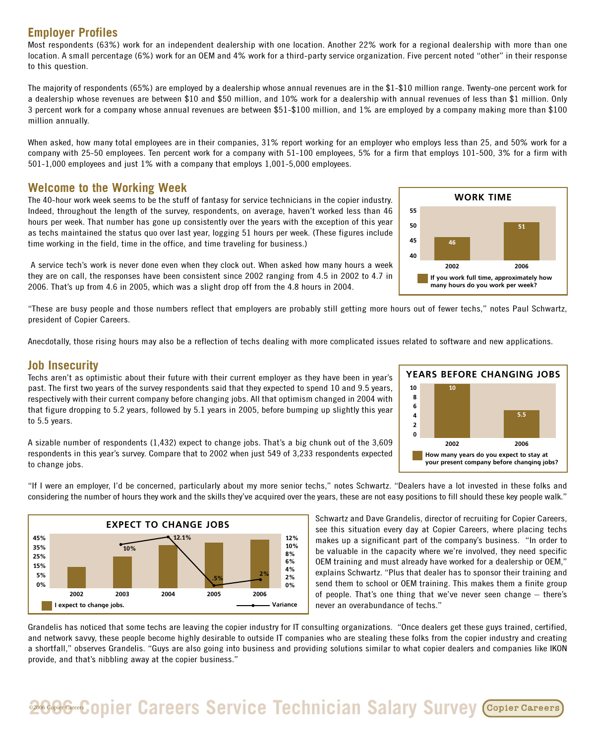## Employer Profiles

Most respondents (63%) work for an independent dealership with one location. Another 22% work for a regional dealership with more than one location. A small percentage (6%) work for an OEM and 4% work for a third-party service organization. Five percent noted "other" in their response to this question.

The majority of respondents (65%) are employed by a dealership whose annual revenues are in the $1-$10 million range. Twenty-one percent work for a dealership whose revenues are between $10 and $50 million, and 10% work for a dealership with annual revenues of less than $1 million. Only 3 percent work for a company whose annual revenues are between $51-$100 million, and 1% are employed by a company making more than $100 million annually.

When asked, how many total employees are in their companies, 31% report working for an employer who employs less than 25, and 50% work for a company with 25-50 employees. Ten percent work for a company with 51-100 employees, 5% for a firm that employs 101-500, 3% for a firm with 501-1,000 employees and just 1% with a company that employs 1,001-5,000 employees.

## Welcome to the Working Week

The 40-hour work week seems to be the stuff of fantasy for service technicians in the copier industry. Indeed, throughout the length of the survey, respondents, on average, haven't worked less than 46 hours per week. That number has gone up consistently over the years with the exception of this year as techs maintained the status quo over last year, logging 51 hours per week. (These figures include time working in the field, time in the office, and time traveling for business.)

A service tech's work is never done even when they clock out. When asked how many hours a week they are on call, the responses have been consistent since 2002 ranging from 4.5 in 2002 to 4.7 in 2006. That's up from 4.6 in 2005, which was a slight drop off from the 4.8 hours in 2004.

**WORK TIME**

| Year | If you work full time, approximately how many hours do you work per week? |
|---|---|
| 2002 | 46 |
| 2006 | 51 |

"These are busy people and those numbers reflect that employers are probably still getting more hours out of fewer techs," notes Paul Schwartz, president of Copier Careers.

Anecdotally, those rising hours may also be a reflection of techs dealing with more complicated issues related to software and new applications.

## Job Insecurity

Techs aren't as optimistic about their future with their current employer as they have been in year's past. The first two years of the survey respondents said that they expected to spend 10 and 9.5 years, respectively with their current company before changing jobs. All that optimism changed in 2004 with that figure dropping to 5.2 years, followed by 5.1 years in 2005, before bumping up slightly this year to 5.5 years.

A sizable number of respondents (1,432) expect to change jobs. That's a big chunk out of the 3,609 respondents in this year's survey. Compare that to 2002 when just 549 of 3,233 respondents expected to change jobs.

**YEARS BEFORE CHANGING JOBS**

| Year | How many years do you expect to stay at your present company before changing jobs? |
|---|---|
| 2002 | 10 |
| 2006 | 5.5 |

"If I were an employer, I'd be concerned, particularly about my more senior techs," notes Schwartz. "Dealers have a lot invested in these folks and considering the number of hours they work and the skills they've acquired over the years, these are not easy positions to fill should these key people walk."

**EXPECT TO CHANGE JOBS**

| Year | Variance |
|---|---|
| 2002 | |
| 2003 | 10% |
| 2004 | 12.1% |
| 2005 | .5% |
| 2006 | 2% |

Legend: I expect to change jobs. (bars); Variance (line)

Schwartz and Dave Grandelis, director of recruiting for Copier Careers, see this situation every day at Copier Careers, where placing techs makes up a significant part of the company's business. "In order to be valuable in the capacity where we're involved, they need specific OEM training and must already have worked for a dealership or OEM," explains Schwartz. "Plus that dealer has to sponsor their training and send them to school or OEM training. This makes them a finite group of people. That's one thing that we've never seen change — there's never an overabundance of techs."

Grandelis has noticed that some techs are leaving the copier industry for IT consulting organizations. "Once dealers get these guys trained, certified, and network savvy, these people become highly desirable to outside IT companies who are stealing these folks from the copier industry and creating a shortfall," observes Grandelis. "Guys are also going into business and providing solutions similar to what copier dealers and companies like IKON provide, and that's nibbling away at the copier business."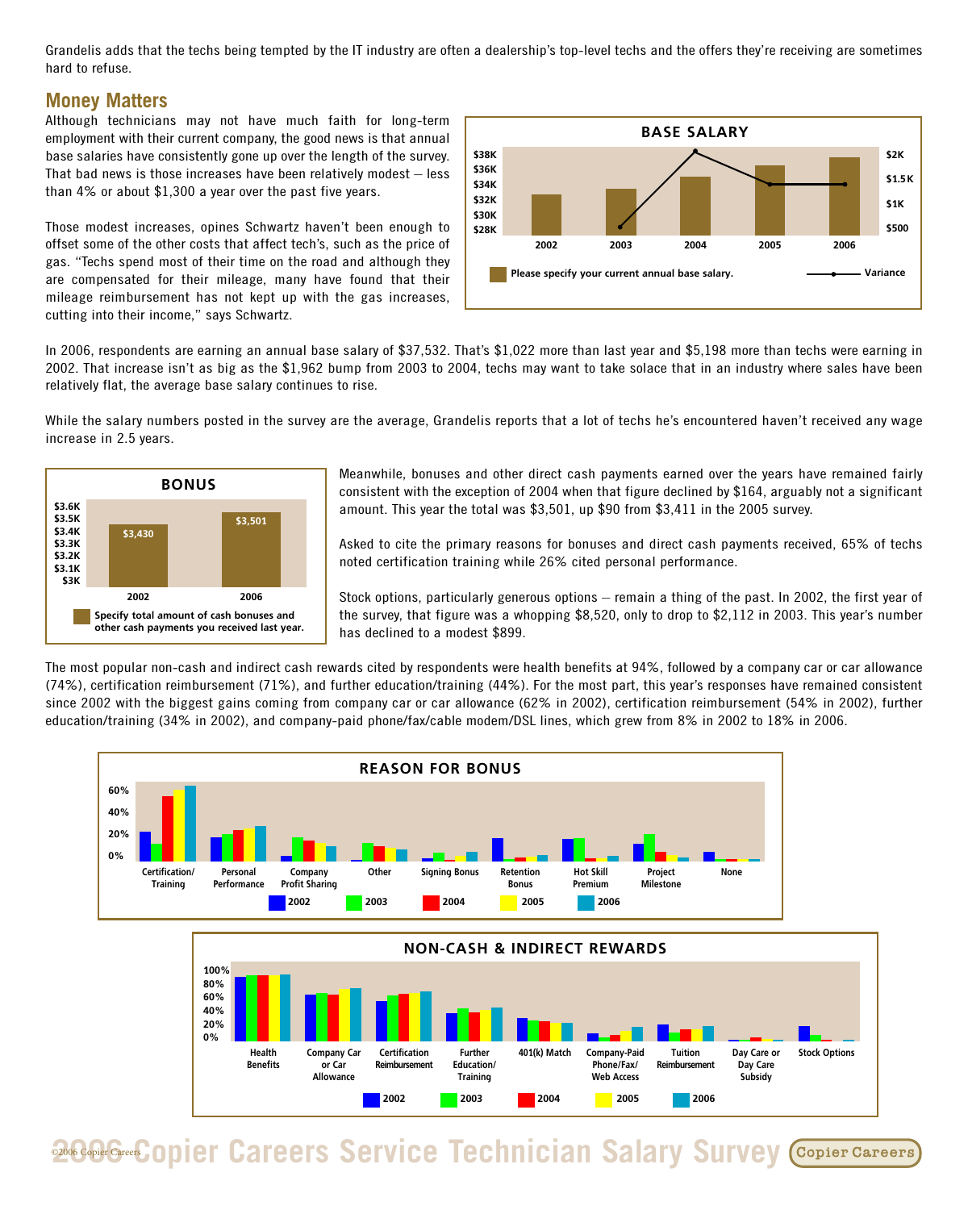Grandelis adds that the techs being tempted by the IT industry are often a dealership's top-level techs and the offers they're receiving are sometimes hard to refuse.

## Money Matters

Although technicians may not have much faith for long-term employment with their current company, the good news is that annual base salaries have consistently gone up over the length of the survey. That bad news is those increases have been relatively modest — less than 4% or about $1,300 a year over the past five years.

Those modest increases, opines Schwartz haven't been enough to offset some of the other costs that affect tech's, such as the price of gas. "Techs spend most of their time on the road and although they are compensated for their mileage, many have found that their mileage reimbursement has not kept up with the gas increases, cutting into their income," says Schwartz.

**BASE SALARY**

Please specify your current annual base salary. — Variance

In 2006, respondents are earning an annual base salary of $37,532. That's $1,022 more than last year and $5,198 more than techs were earning in 2002. That increase isn't as big as the $1,962 bump from 2003 to 2004, techs may want to take solace that in an industry where sales have been relatively flat, the average base salary continues to rise.

While the salary numbers posted in the survey are the average, Grandelis reports that a lot of techs he's encountered haven't received any wage increase in 2.5 years.

**BONUS**

| | 2002 | 2006 |
|---|---|---|
| Specify total amount of cash bonuses and other cash payments you received last year. | $3,430 | $3,501 |

Meanwhile, bonuses and other direct cash payments earned over the years have remained fairly consistent with the exception of 2004 when that figure declined by $164, arguably not a significant amount. This year the total was $3,501, up $90 from $3,411 in the 2005 survey.

Asked to cite the primary reasons for bonuses and direct cash payments received, 65% of techs noted certification training while 26% cited personal performance.

Stock options, particularly generous options — remain a thing of the past. In 2002, the first year of the survey, that figure was a whopping $8,520, only to drop to $2,112 in 2003. This year's number has declined to a modest $899.

The most popular non-cash and indirect cash rewards cited by respondents were health benefits at 94%, followed by a company car or car allowance (74%), certification reimbursement (71%), and further education/training (44%). For the most part, this year's responses have remained consistent since 2002 with the biggest gains coming from company car or car allowance (62% in 2002), certification reimbursement (54% in 2002), further education/training (34% in 2002), and company-paid phone/fax/cable modem/DSL lines, which grew from 8% in 2002 to 18% in 2006.

**REASON FOR BONUS**

Categories: Certification/Training, Personal Performance, Company Profit Sharing, Other, Signing Bonus, Retention Bonus, Hot Skill Premium, Project Milestone, None (2002, 2003, 2004, 2005, 2006)

**NON-CASH & INDIRECT REWARDS**

Categories: Health Benefits, Company Car or Car Allowance, Certification Reimbursement, Further Education/Training, 401(k) Match, Company-Paid Phone/Fax/Web Access, Tuition Reimbursement, Day Care or Day Care Subsidy, Stock Options (2002, 2003, 2004, 2005, 2006)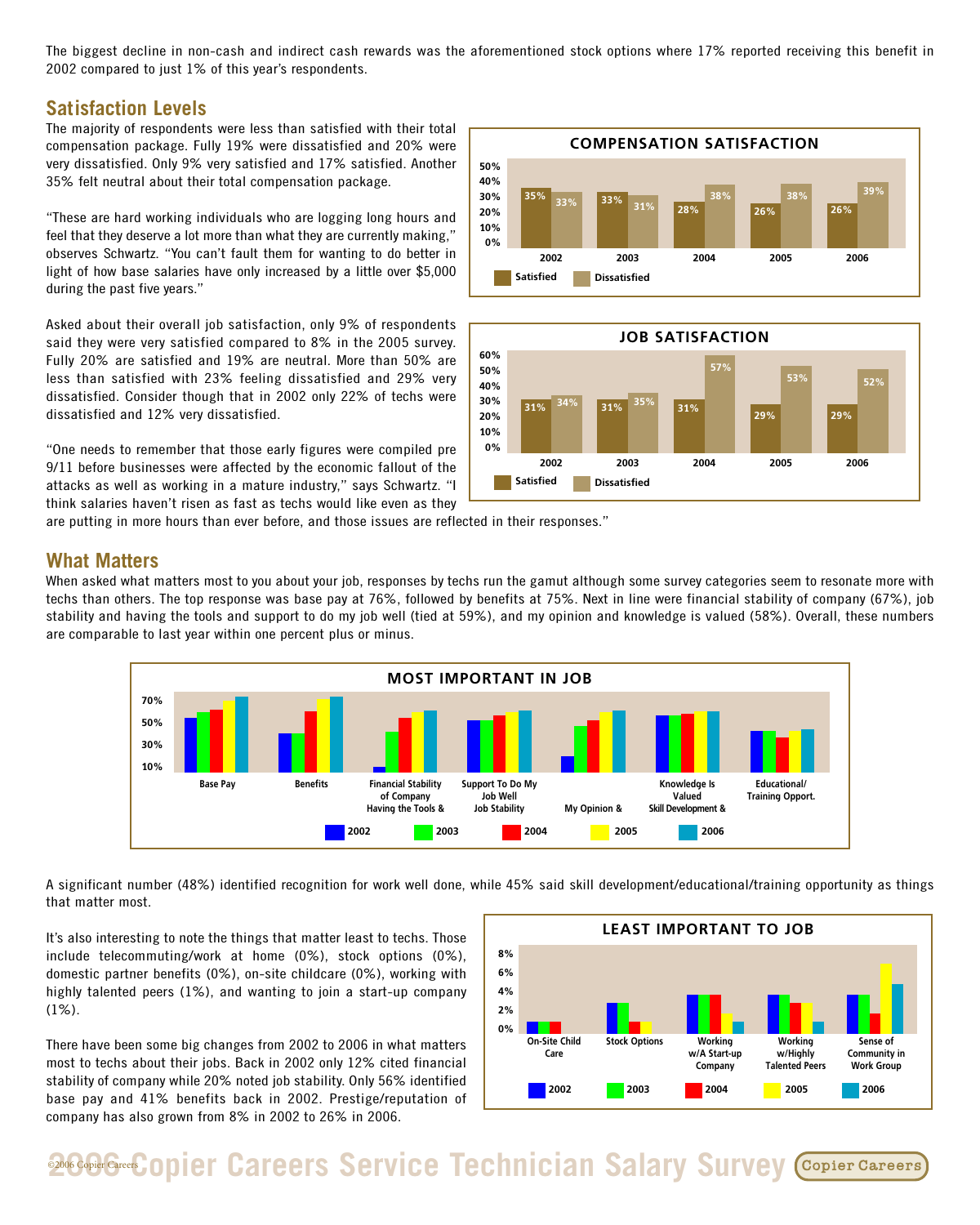The biggest decline in non-cash and indirect cash rewards was the aforementioned stock options where 17% reported receiving this benefit in 2002 compared to just 1% of this year's respondents.

## Satisfaction Levels

The majority of respondents were less than satisfied with their total compensation package. Fully 19% were dissatisfied and 20% were very dissatisfied. Only 9% very satisfied and 17% satisfied. Another 35% felt neutral about their total compensation package.

"These are hard working individuals who are logging long hours and feel that they deserve a lot more than what they are currently making," observes Schwartz. "You can't fault them for wanting to do better in light of how base salaries have only increased by a little over $5,000 during the past five years."

Asked about their overall job satisfaction, only 9% of respondents said they were very satisfied compared to 8% in the 2005 survey. Fully 20% are satisfied and 19% are neutral. More than 50% are less than satisfied with 23% feeling dissatisfied and 29% very dissatisfied. Consider though that in 2002 only 22% of techs were dissatisfied and 12% very dissatisfied.

"One needs to remember that those early figures were compiled pre 9/11 before businesses were affected by the economic fallout of the attacks as well as working in a mature industry," says Schwartz. "I think salaries haven't risen as fast as techs would like even as they are putting in more hours than ever before, and those issues are reflected in their responses."

**COMPENSATION SATISFACTION**

| | 2002 | 2003 | 2004 | 2005 | 2006 |
|---|---|---|---|---|---|
| Satisfied | 35% | 33% | 28% | 26% | 26% |
| Dissatisfied | 33% | 31% | 38% | 38% | 39% |

**JOB SATISFACTION**

| | 2002 | 2003 | 2004 | 2005 | 2006 |
|---|---|---|---|---|---|
| Satisfied | 31% | 31% | 31% | 29% | 29% |
| Dissatisfied | 34% | 35% | 57% | 53% | 52% |

## What Matters

When asked what matters most to you about your job, responses by techs run the gamut although some survey categories seem to resonate more with techs than others. The top response was base pay at 76%, followed by benefits at 75%. Next in line were financial stability of company (67%), job stability and having the tools and support to do my job well (tied at 59%), and my opinion and knowledge is valued (58%). Overall, these numbers are comparable to last year within one percent plus or minus.

**MOST IMPORTANT IN JOB**

Categories: Base Pay; Benefits; Financial Stability of Company; Having the Tools & Support To Do My Job Well; Job Stability; My Opinion & Knowledge Is Valued; Skill Development & Educational/Training Opport.

Legend: 2002, 2003, 2004, 2005, 2006

A significant number (48%) identified recognition for work well done, while 45% said skill development/educational/training opportunity as things that matter most.

It's also interesting to note the things that matter least to techs. Those include telecommuting/work at home (0%), stock options (0%), domestic partner benefits (0%), on-site childcare (0%), working with highly talented peers (1%), and wanting to join a start-up company (1%).

There have been some big changes from 2002 to 2006 in what matters most to techs about their jobs. Back in 2002 only 12% cited financial stability of company while 20% noted job stability. Only 56% identified base pay and 41% benefits back in 2002. Prestige/reputation of company has also grown from 8% in 2002 to 26% in 2006.

**LEAST IMPORTANT TO JOB**

Categories: On-Site Child Care; Stock Options; Working w/A Start-up Company; Working w/Highly Talented Peers; Sense of Community in Work Group

Legend: 2002, 2003, 2004, 2005, 2006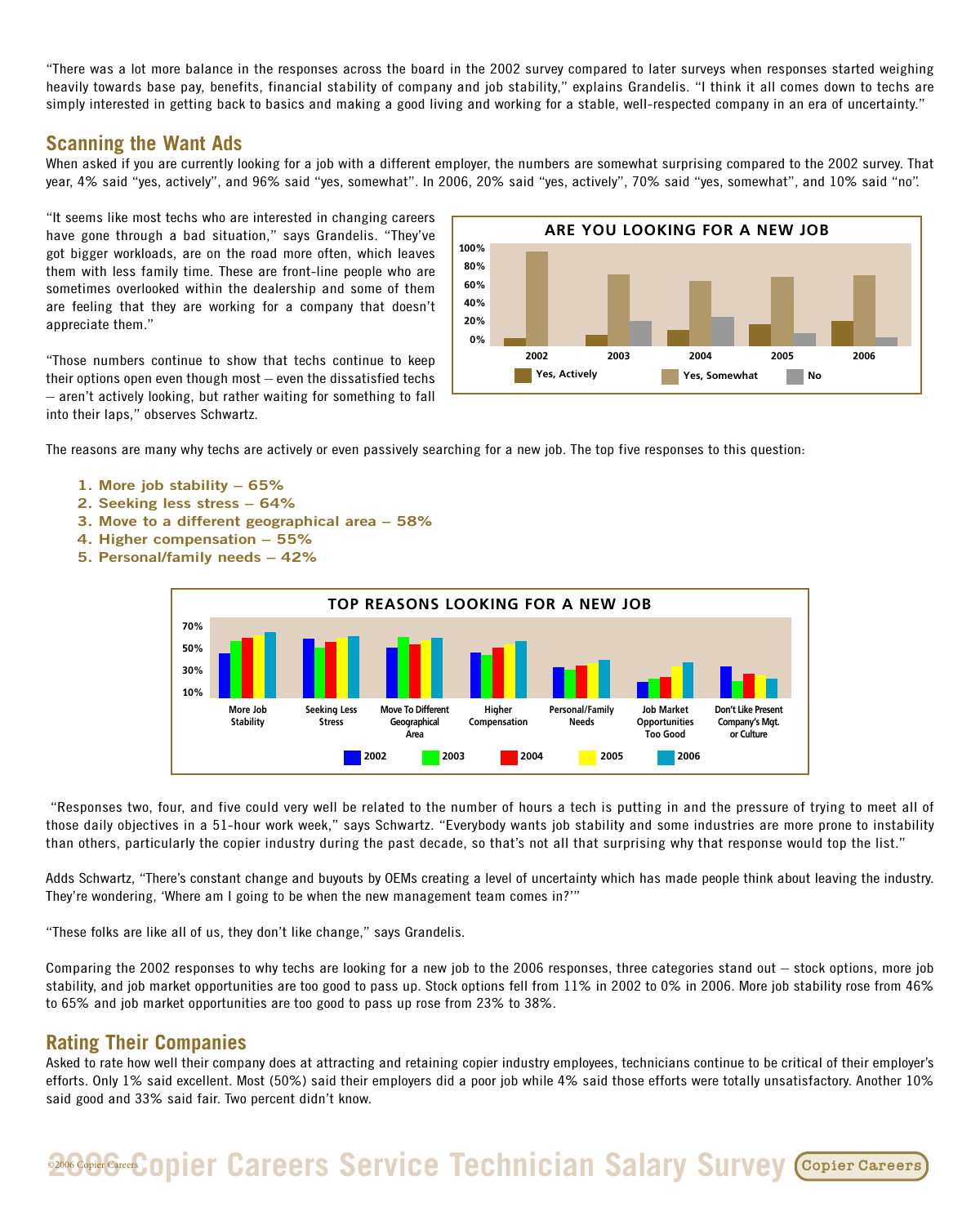"There was a lot more balance in the responses across the board in the 2002 survey compared to later surveys when responses started weighing heavily towards base pay, benefits, financial stability of company and job stability," explains Grandelis. "I think it all comes down to techs are simply interested in getting back to basics and making a good living and working for a stable, well-respected company in an era of uncertainty."

## Scanning the Want Ads

When asked if you are currently looking for a job with a different employer, the numbers are somewhat surprising compared to the 2002 survey. That year, 4% said "yes, actively", and 96% said "yes, somewhat". In 2006, 20% said "yes, actively", 70% said "yes, somewhat", and 10% said "no".

"It seems like most techs who are interested in changing careers have gone through a bad situation," says Grandelis. "They've got bigger workloads, are on the road more often, which leaves them with less family time. These are front-line people who are sometimes overlooked within the dealership and some of them are feeling that they are working for a company that doesn't appreciate them."

"Those numbers continue to show that techs continue to keep their options open even though most – even the dissatisfied techs – aren't actively looking, but rather waiting for something to fall into their laps," observes Schwartz.

**ARE YOU LOOKING FOR A NEW JOB**

The reasons are many why techs are actively or even passively searching for a new job. The top five responses to this question:

1. **More job stability – 65%**
2. **Seeking less stress – 64%**
3. **Move to a different geographical area – 58%**
4. **Higher compensation – 55%**
5. **Personal/family needs – 42%**

**TOP REASONS LOOKING FOR A NEW JOB**

"Responses two, four, and five could very well be related to the number of hours a tech is putting in and the pressure of trying to meet all of those daily objectives in a 51-hour work week," says Schwartz. "Everybody wants job stability and some industries are more prone to instability than others, particularly the copier industry during the past decade, so that's not all that surprising why that response would top the list."

Adds Schwartz, "There's constant change and buyouts by OEMs creating a level of uncertainty which has made people think about leaving the industry. They're wondering, 'Where am I going to be when the new management team comes in?'"

"These folks are like all of us, they don't like change," says Grandelis.

Comparing the 2002 responses to why techs are looking for a new job to the 2006 responses, three categories stand out – stock options, more job stability, and job market opportunities are too good to pass up. Stock options fell from 11% in 2002 to 0% in 2006. More job stability rose from 46% to 65% and job market opportunities are too good to pass up rose from 23% to 38%.

## Rating Their Companies

Asked to rate how well their company does at attracting and retaining copier industry employees, technicians continue to be critical of their employer's efforts. Only 1% said excellent. Most (50%) said their employers did a poor job while 4% said those efforts were totally unsatisfactory. Another 10% said good and 33% said fair. Two percent didn't know.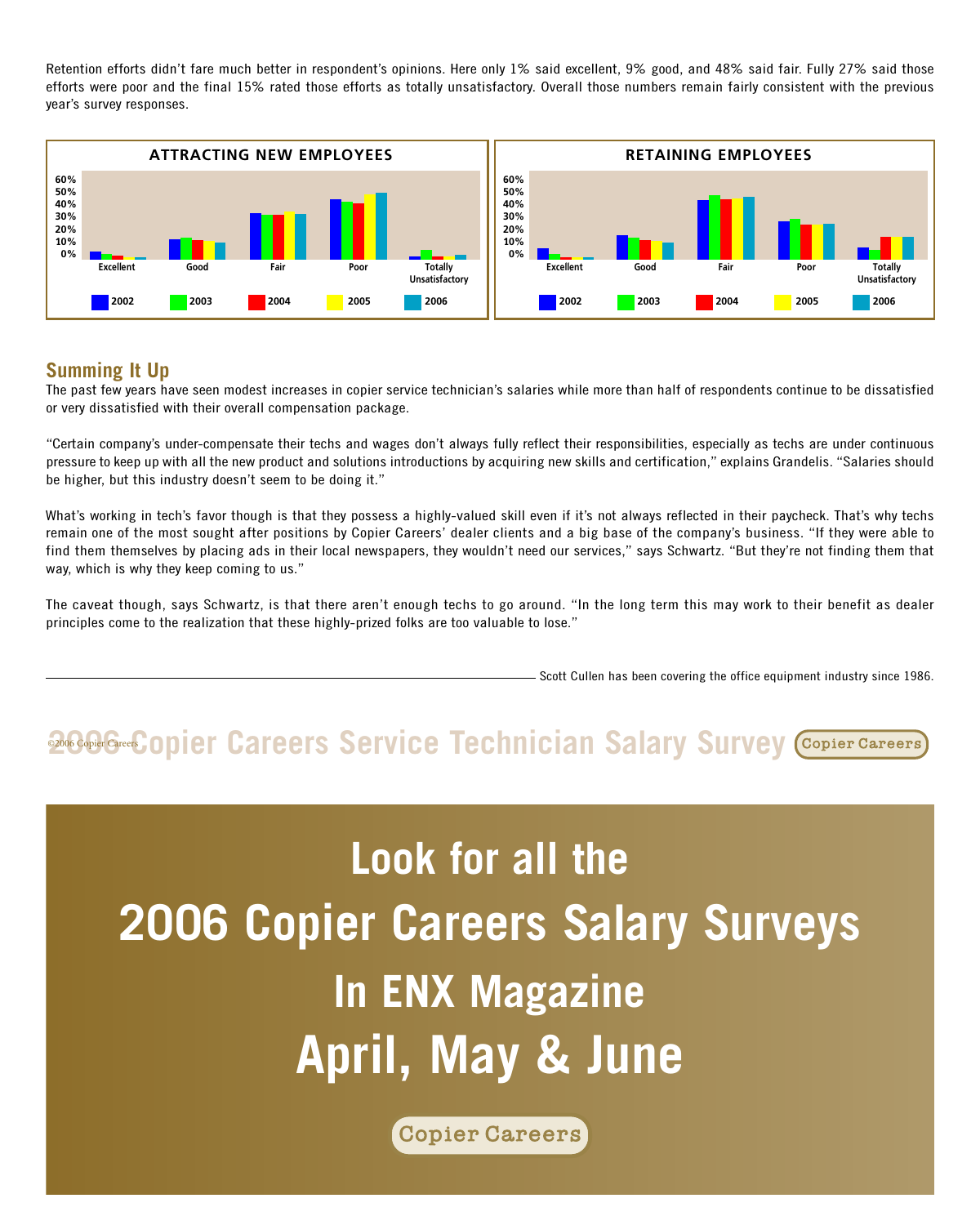Retention efforts didn't fare much better in respondent's opinions. Here only 1% said excellent, 9% good, and 48% said fair. Fully 27% said those efforts were poor and the final 15% rated those efforts as totally unsatisfactory. Overall those numbers remain fairly consistent with the previous year's survey responses.

ATTRACTING NEW EMPLOYEES

60%
50%
40%
30%
20%
10%
0%

Excellent
Good
Fair
Poor
Totally Unsatisfactory

2002
2003
2004
2005
2006

RETAINING EMPLOYEES

60%
50%
40%
30%
20%
10%
0%

Excellent
Good
Fair
Poor
Totally Unsatisfactory

2002
2003
2004
2005
2006

## Summing It Up

The past few years have seen modest increases in copier service technician's salaries while more than half of respondents continue to be dissatisfied or very dissatisfied with their overall compensation package.

"Certain company's under-compensate their techs and wages don't always fully reflect their responsibilities, especially as techs are under continuous pressure to keep up with all the new product and solutions introductions by acquiring new skills and certification," explains Grandelis. "Salaries should be higher, but this industry doesn't seem to be doing it."

What's working in tech's favor though is that they possess a highly-valued skill even if it's not always reflected in their paycheck. That's why techs remain one of the most sought after positions by Copier Careers' dealer clients and a big base of the company's business. "If they were able to find them themselves by placing ads in their local newspapers, they wouldn't need our services," says Schwartz. "But they're not finding them that way, which is why they keep coming to us."

The caveat though, says Schwartz, is that there aren't enough techs to go around. "In the long term this may work to their benefit as dealer principles come to the realization that these highly-prized folks are too valuable to lose."

Scott Cullen has been covering the office equipment industry since 1986.

2006 Copier Careers Service Technician Salary Survey

©2006 Copier Careers

Copier Careers

# Look for all the
# 2006 Copier Careers Salary Surveys
# In ENX Magazine
# April, May & June

Copier Careers